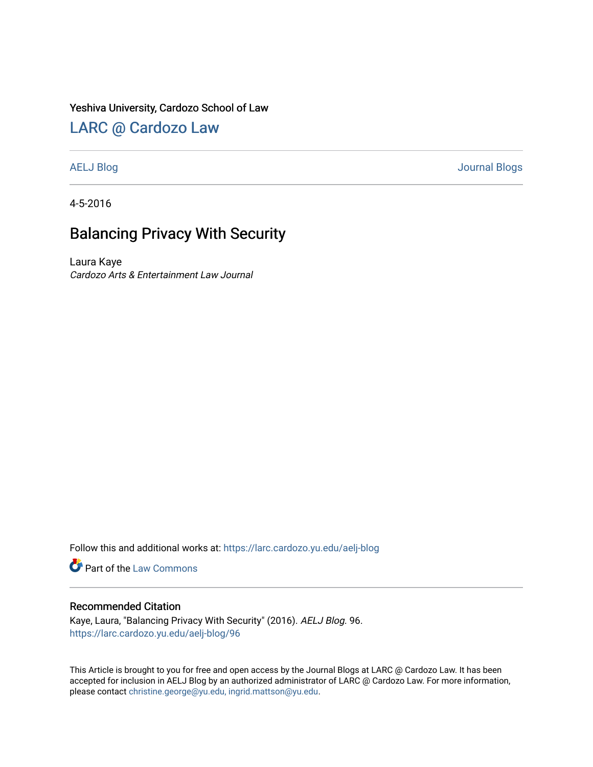Yeshiva University, Cardozo School of Law

## LARC @ Cardozo Law

AELJ Blog | Journal Blogs

4-5-2016

# Balancing Privacy With Security

Laura Kaye

*Cardozo Arts & Entertainment Law Journal*

Follow this and additional works at: https://larc.cardozo.yu.edu/aelj-blog

Part of the Law Commons

### Recommended Citation

Kaye, Laura, "Balancing Privacy With Security" (2016). *AELJ Blog*. 96.
https://larc.cardozo.yu.edu/aelj-blog/96

This Article is brought to you for free and open access by the Journal Blogs at LARC @ Cardozo Law. It has been accepted for inclusion in AELJ Blog by an authorized administrator of LARC @ Cardozo Law. For more information, please contact christine.george@yu.edu, ingrid.mattson@yu.edu.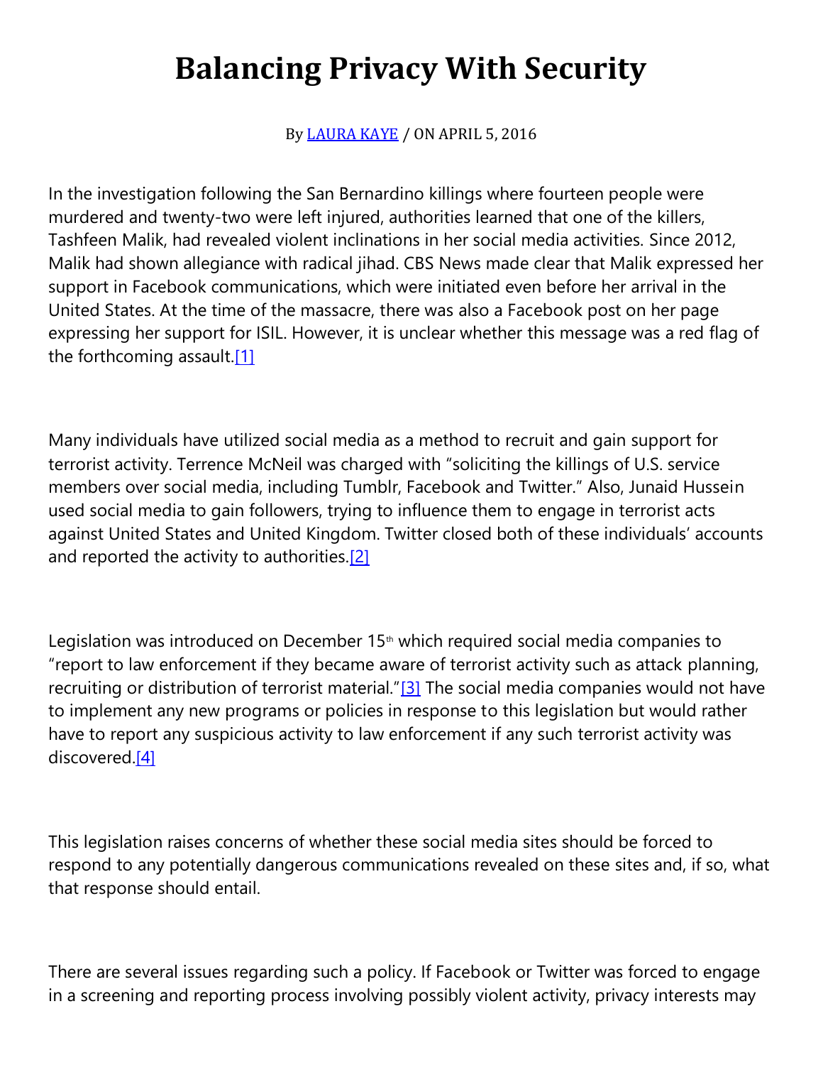# Balancing Privacy With Security

By LAURA KAYE / ON APRIL 5, 2016

In the investigation following the San Bernardino killings where fourteen people were murdered and twenty-two were left injured, authorities learned that one of the killers, Tashfeen Malik, had revealed violent inclinations in her social media activities. Since 2012, Malik had shown allegiance with radical jihad. CBS News made clear that Malik expressed her support in Facebook communications, which were initiated even before her arrival in the United States. At the time of the massacre, there was also a Facebook post on her page expressing her support for ISIL. However, it is unclear whether this message was a red flag of the forthcoming assault.[1]

Many individuals have utilized social media as a method to recruit and gain support for terrorist activity. Terrence McNeil was charged with "soliciting the killings of U.S. service members over social media, including Tumblr, Facebook and Twitter." Also, Junaid Hussein used social media to gain followers, trying to influence them to engage in terrorist acts against United States and United Kingdom. Twitter closed both of these individuals' accounts and reported the activity to authorities.[2]

Legislation was introduced on December 15th which required social media companies to "report to law enforcement if they became aware of terrorist activity such as attack planning, recruiting or distribution of terrorist material."[3] The social media companies would not have to implement any new programs or policies in response to this legislation but would rather have to report any suspicious activity to law enforcement if any such terrorist activity was discovered.[4]

This legislation raises concerns of whether these social media sites should be forced to respond to any potentially dangerous communications revealed on these sites and, if so, what that response should entail.

There are several issues regarding such a policy. If Facebook or Twitter was forced to engage in a screening and reporting process involving possibly violent activity, privacy interests may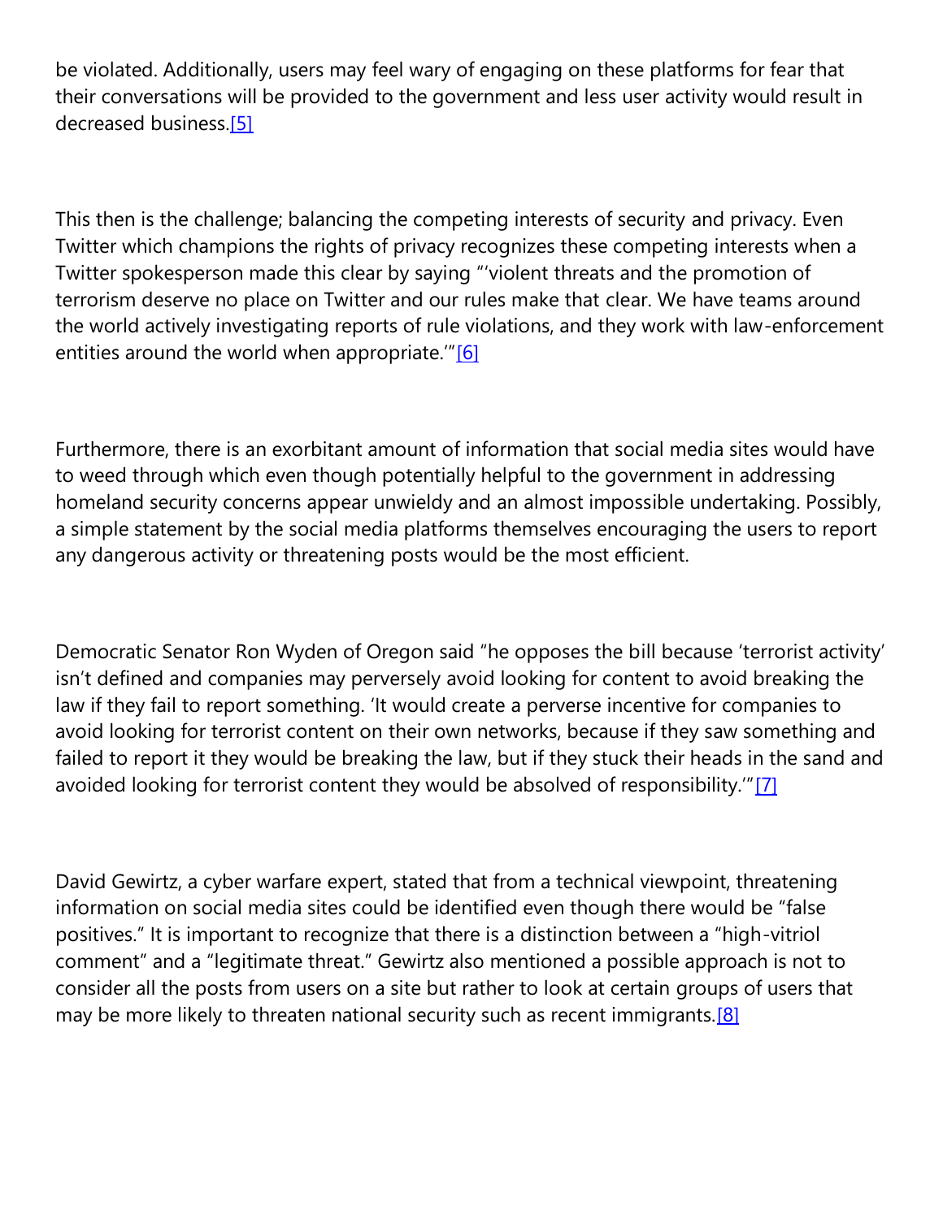be violated. Additionally, users may feel wary of engaging on these platforms for fear that their conversations will be provided to the government and less user activity would result in decreased business.[5]

This then is the challenge; balancing the competing interests of security and privacy. Even Twitter which champions the rights of privacy recognizes these competing interests when a Twitter spokesperson made this clear by saying "'violent threats and the promotion of terrorism deserve no place on Twitter and our rules make that clear. We have teams around the world actively investigating reports of rule violations, and they work with law-enforcement entities around the world when appropriate.'"[6]

Furthermore, there is an exorbitant amount of information that social media sites would have to weed through which even though potentially helpful to the government in addressing homeland security concerns appear unwieldy and an almost impossible undertaking. Possibly, a simple statement by the social media platforms themselves encouraging the users to report any dangerous activity or threatening posts would be the most efficient.

Democratic Senator Ron Wyden of Oregon said "he opposes the bill because 'terrorist activity' isn't defined and companies may perversely avoid looking for content to avoid breaking the law if they fail to report something. 'It would create a perverse incentive for companies to avoid looking for terrorist content on their own networks, because if they saw something and failed to report it they would be breaking the law, but if they stuck their heads in the sand and avoided looking for terrorist content they would be absolved of responsibility.'"[7]

David Gewirtz, a cyber warfare expert, stated that from a technical viewpoint, threatening information on social media sites could be identified even though there would be "false positives." It is important to recognize that there is a distinction between a "high-vitriol comment" and a "legitimate threat." Gewirtz also mentioned a possible approach is not to consider all the posts from users on a site but rather to look at certain groups of users that may be more likely to threaten national security such as recent immigrants.[8]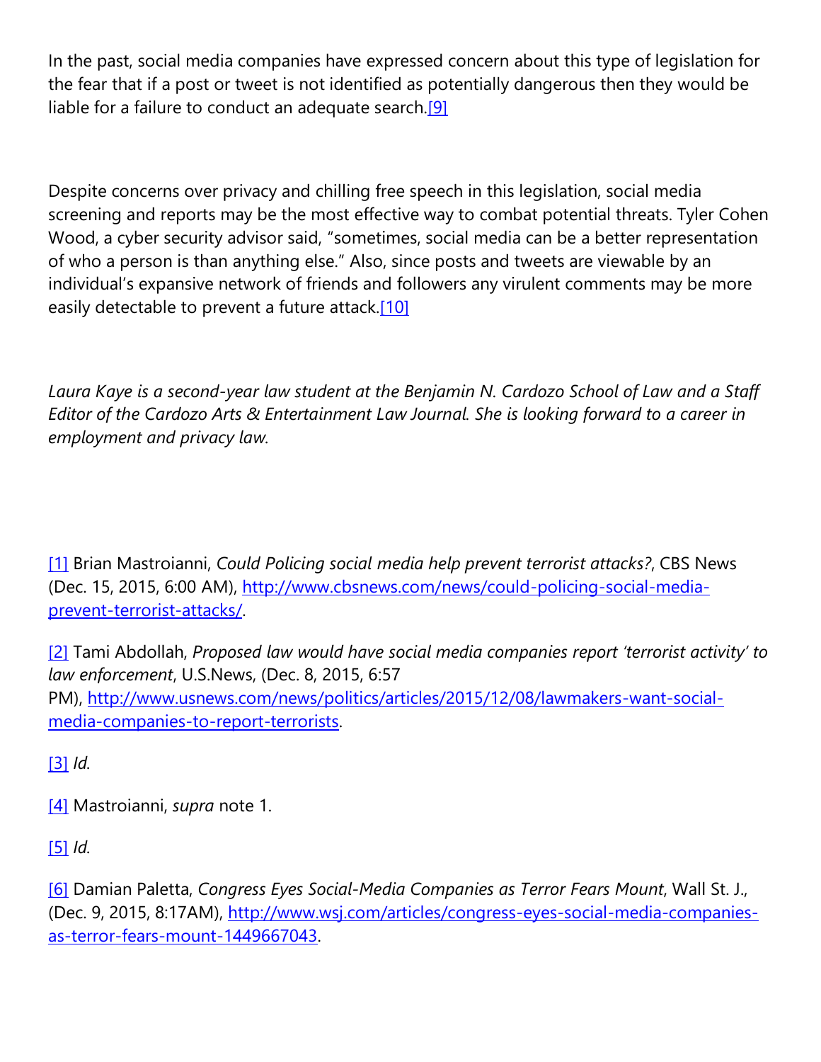In the past, social media companies have expressed concern about this type of legislation for the fear that if a post or tweet is not identified as potentially dangerous then they would be liable for a failure to conduct an adequate search.[9]

Despite concerns over privacy and chilling free speech in this legislation, social media screening and reports may be the most effective way to combat potential threats. Tyler Cohen Wood, a cyber security advisor said, "sometimes, social media can be a better representation of who a person is than anything else." Also, since posts and tweets are viewable by an individual's expansive network of friends and followers any virulent comments may be more easily detectable to prevent a future attack.[10]

*Laura Kaye is a second-year law student at the Benjamin N. Cardozo School of Law and a Staff Editor of the Cardozo Arts & Entertainment Law Journal. She is looking forward to a career in employment and privacy law.*

[1] Brian Mastroianni, *Could Policing social media help prevent terrorist attacks?*, CBS News (Dec. 15, 2015, 6:00 AM), http://www.cbsnews.com/news/could-policing-social-media-prevent-terrorist-attacks/.

[2] Tami Abdollah, *Proposed law would have social media companies report 'terrorist activity' to law enforcement*, U.S.News, (Dec. 8, 2015, 6:57 PM), http://www.usnews.com/news/politics/articles/2015/12/08/lawmakers-want-social-media-companies-to-report-terrorists.

[3] *Id.*

[4] Mastroianni, *supra* note 1.

[5] *Id.*

[6] Damian Paletta, *Congress Eyes Social-Media Companies as Terror Fears Mount*, Wall St. J., (Dec. 9, 2015, 8:17AM), http://www.wsj.com/articles/congress-eyes-social-media-companies-as-terror-fears-mount-1449667043.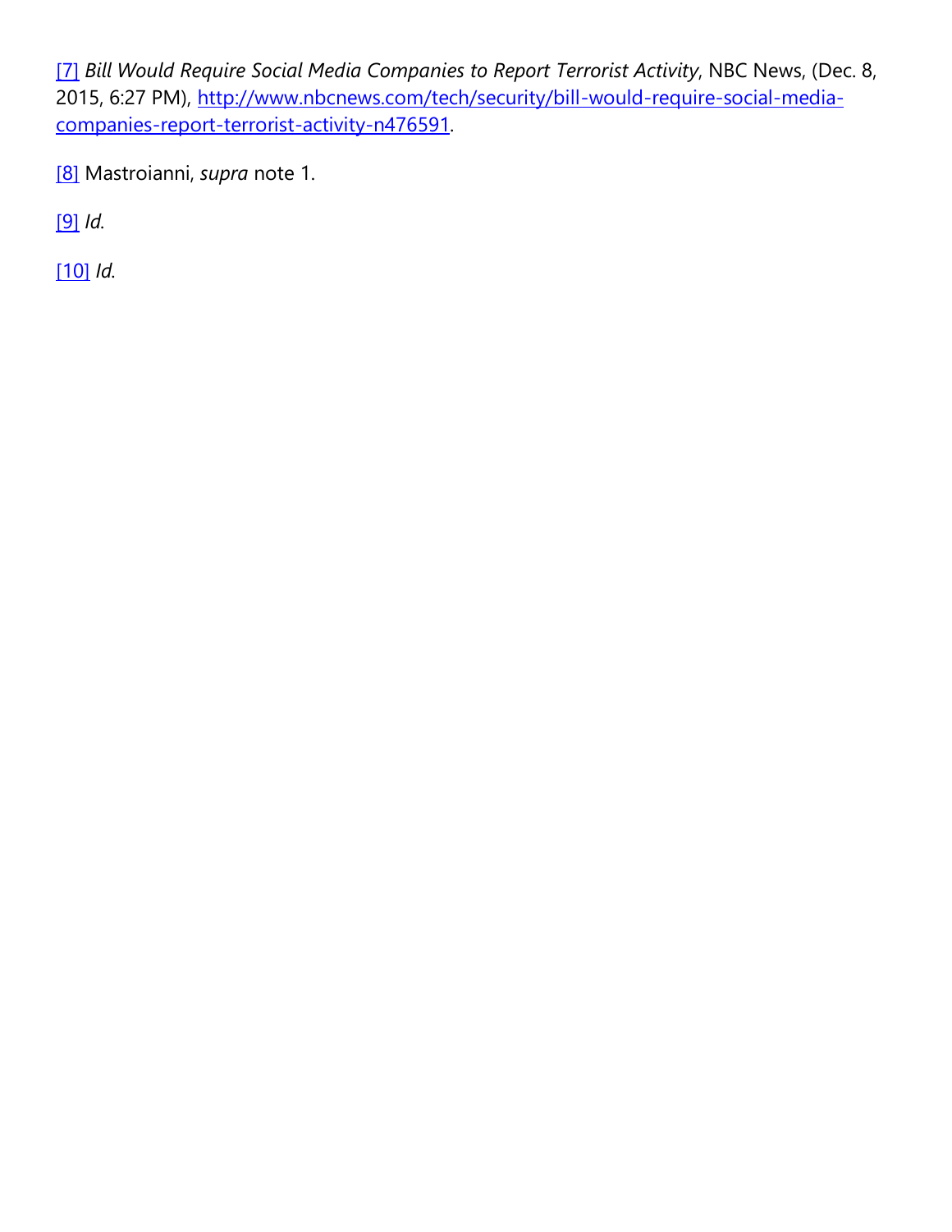[7] *Bill Would Require Social Media Companies to Report Terrorist Activity*, NBC News, (Dec. 8, 2015, 6:27 PM), http://www.nbcnews.com/tech/security/bill-would-require-social-media-companies-report-terrorist-activity-n476591.

[8] Mastroianni, *supra* note 1.

[9] *Id.*

[10] *Id.*